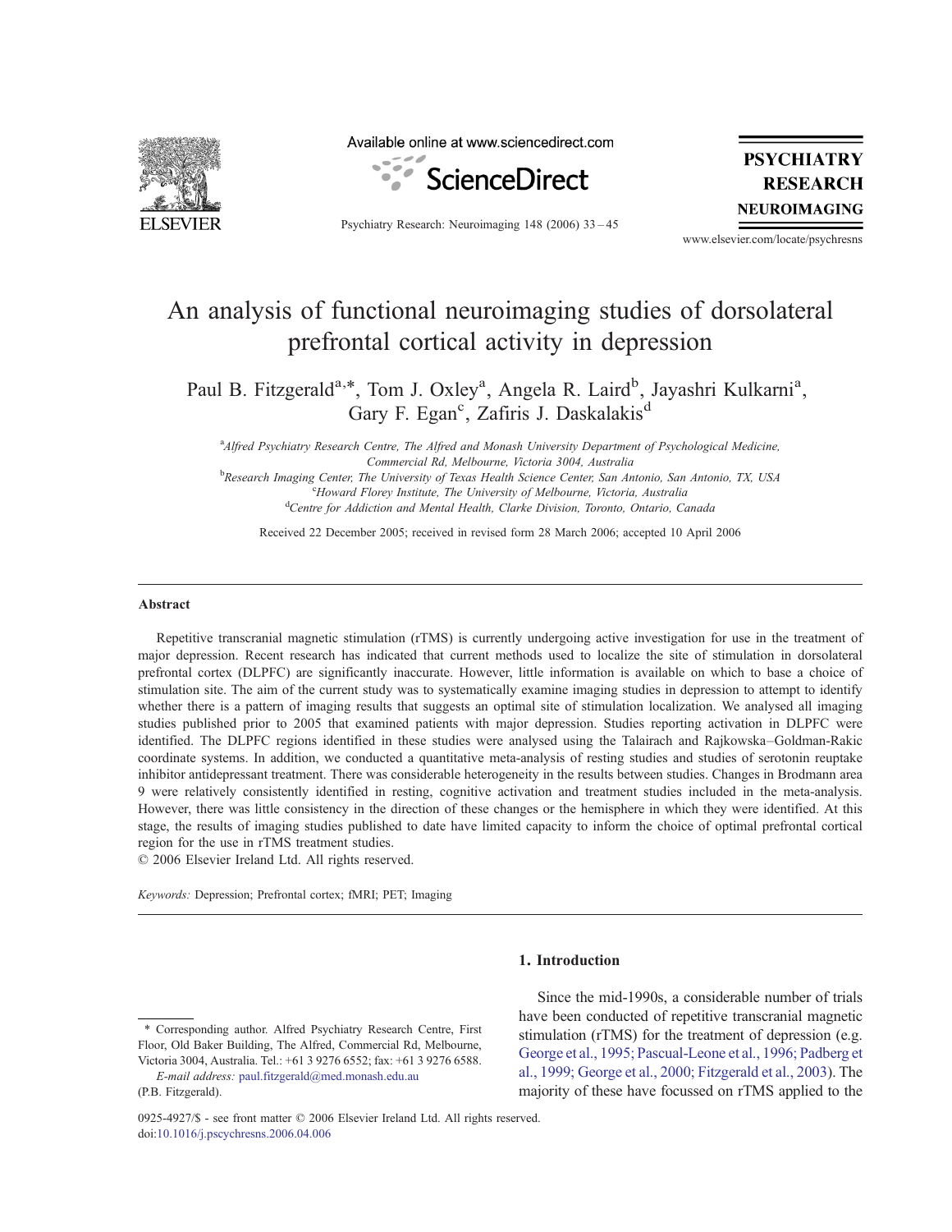# An analysis of functional neuroimaging studies of dorsolateral prefrontal cortical activity in depression

Paul B. Fitzgerald[a,*], Tom J. Oxley[a], Angela R. Laird[b], Jayashri Kulkarni[a], Gary F. Egan[c], Zafiris J. Daskalakis[d]

[a] *Alfred Psychiatry Research Centre, The Alfred and Monash University Department of Psychological Medicine, Commercial Rd, Melbourne, Victoria 3004, Australia*

[b] *Research Imaging Center, The University of Texas Health Science Center, San Antonio, San Antonio, TX, USA*

[c] *Howard Florey Institute, The University of Melbourne, Victoria, Australia*

[d] *Centre for Addiction and Mental Health, Clarke Division, Toronto, Ontario, Canada*

Received 22 December 2005; received in revised form 28 March 2006; accepted 10 April 2006

## Abstract

Repetitive transcranial magnetic stimulation (rTMS) is currently undergoing active investigation for use in the treatment of major depression. Recent research has indicated that current methods used to localize the site of stimulation in dorsolateral prefrontal cortex (DLPFC) are significantly inaccurate. However, little information is available on which to base a choice of stimulation site. The aim of the current study was to systematically examine imaging studies in depression to attempt to identify whether there is a pattern of imaging results that suggests an optimal site of stimulation localization. We analysed all imaging studies published prior to 2005 that examined patients with major depression. Studies reporting activation in DLPFC were identified. The DLPFC regions identified in these studies were analysed using the Talairach and Rajkowska–Goldman-Rakic coordinate systems. In addition, we conducted a quantitative meta-analysis of resting studies and studies of serotonin reuptake inhibitor antidepressant treatment. There was considerable heterogeneity in the results between studies. Changes in Brodmann area 9 were relatively consistently identified in resting, cognitive activation and treatment studies included in the meta-analysis. However, there was little consistency in the direction of these changes or the hemisphere in which they were identified. At this stage, the results of imaging studies published to date have limited capacity to inform the choice of optimal prefrontal cortical region for the use in rTMS treatment studies.

© 2006 Elsevier Ireland Ltd. All rights reserved.

*Keywords:* Depression; Prefrontal cortex; fMRI; PET; Imaging

## 1. Introduction

Since the mid-1990s, a considerable number of trials have been conducted of repetitive transcranial magnetic stimulation (rTMS) for the treatment of depression (e.g. George et al., 1995; Pascual-Leone et al., 1996; Padberg et al., 1999; George et al., 2000; Fitzgerald et al., 2003). The majority of these have focussed on rTMS applied to the

\* Corresponding author. Alfred Psychiatry Research Centre, First Floor, Old Baker Building, The Alfred, Commercial Rd, Melbourne, Victoria 3004, Australia. Tel.: +61 3 9276 6552; fax: +61 3 9276 6588.

*E-mail address:* paul.fitzgerald@med.monash.edu.au (P.B. Fitzgerald).

0925-4927/$ - see front matter © 2006 Elsevier Ireland Ltd. All rights reserved.
doi:10.1016/j.pscychresns.2006.04.006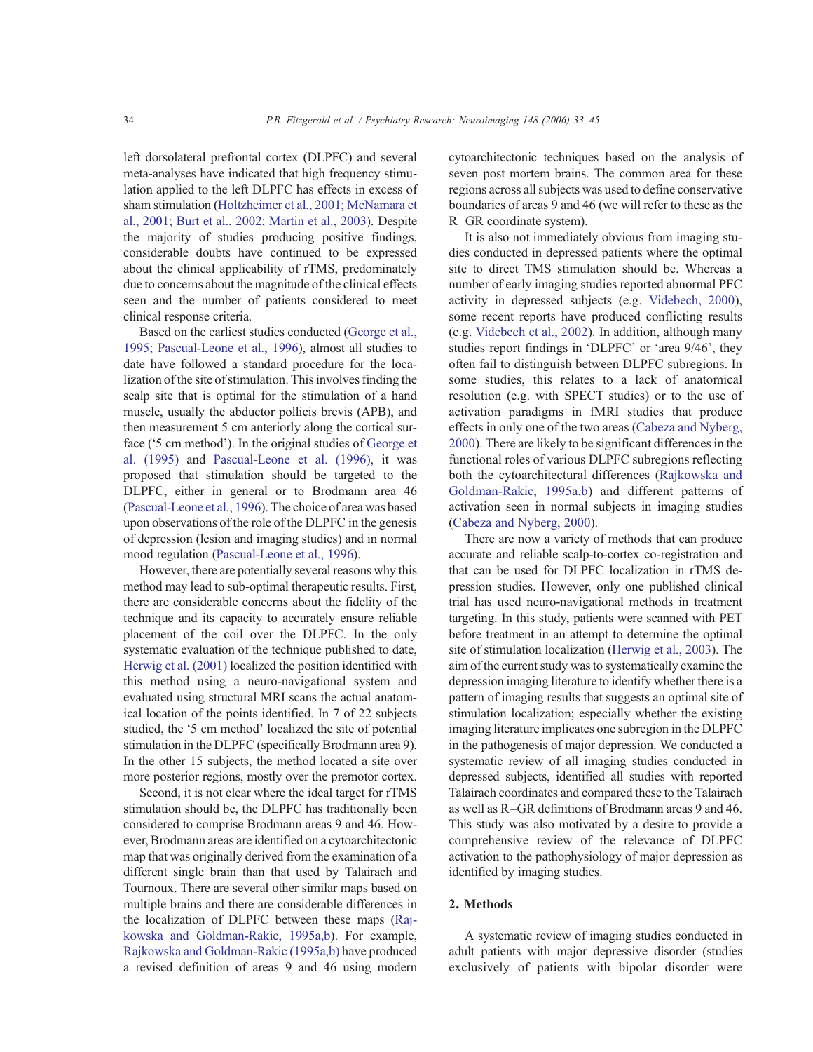left dorsolateral prefrontal cortex (DLPFC) and several meta-analyses have indicated that high frequency stimulation applied to the left DLPFC has effects in excess of sham stimulation (Holtzheimer et al., 2001; McNamara et al., 2001; Burt et al., 2002; Martin et al., 2003). Despite the majority of studies producing positive findings, considerable doubts have continued to be expressed about the clinical applicability of rTMS, predominately due to concerns about the magnitude of the clinical effects seen and the number of patients considered to meet clinical response criteria.

Based on the earliest studies conducted (George et al., 1995; Pascual-Leone et al., 1996), almost all studies to date have followed a standard procedure for the localization of the site of stimulation. This involves finding the scalp site that is optimal for the stimulation of a hand muscle, usually the abductor pollicis brevis (APB), and then measurement 5 cm anteriorly along the cortical surface ('5 cm method'). In the original studies of George et al. (1995) and Pascual-Leone et al. (1996), it was proposed that stimulation should be targeted to the DLPFC, either in general or to Brodmann area 46 (Pascual-Leone et al., 1996). The choice of area was based upon observations of the role of the DLPFC in the genesis of depression (lesion and imaging studies) and in normal mood regulation (Pascual-Leone et al., 1996).

However, there are potentially several reasons why this method may lead to sub-optimal therapeutic results. First, there are considerable concerns about the fidelity of the technique and its capacity to accurately ensure reliable placement of the coil over the DLPFC. In the only systematic evaluation of the technique published to date, Herwig et al. (2001) localized the position identified with this method using a neuro-navigational system and evaluated using structural MRI scans the actual anatomical location of the points identified. In 7 of 22 subjects studied, the '5 cm method' localized the site of potential stimulation in the DLPFC (specifically Brodmann area 9). In the other 15 subjects, the method located a site over more posterior regions, mostly over the premotor cortex.

Second, it is not clear where the ideal target for rTMS stimulation should be. The DLPFC has traditionally been considered to comprise Brodmann areas 9 and 46. However, Brodmann areas are identified on a cytoarchitectonic map that was originally derived from the examination of a different single brain than that used by Talairach and Tournoux. There are several other similar maps based on multiple brains and there are considerable differences in the localization of DLPFC between these maps (Rajkowska and Goldman-Rakic, 1995a,b). For example, Rajkowska and Goldman-Rakic (1995a,b) have produced a revised definition of areas 9 and 46 using modern cytoarchitectonic techniques based on the analysis of seven post mortem brains. The common area for these regions across all subjects was used to define conservative boundaries of areas 9 and 46 (we will refer to these as the R–GR coordinate system).

It is also not immediately obvious from imaging studies conducted in depressed patients where the optimal site to direct TMS stimulation should be. Whereas a number of early imaging studies reported abnormal PFC activity in depressed subjects (e.g. Videbech, 2000), some recent reports have produced conflicting results (e.g. Videbech et al., 2002). In addition, although many studies report findings in 'DLPFC' or 'area 9/46', they often fail to distinguish between DLPFC subregions. In some studies, this relates to a lack of anatomical resolution (e.g. with SPECT studies) or to the use of activation paradigms in fMRI studies that produce effects in only one of the two areas (Cabeza and Nyberg, 2000). There are likely to be significant differences in the functional roles of various DLPFC subregions reflecting both the cytoarchitectural differences (Rajkowska and Goldman-Rakic, 1995a,b) and different patterns of activation seen in normal subjects in imaging studies (Cabeza and Nyberg, 2000).

There are now a variety of methods that can produce accurate and reliable scalp-to-cortex co-registration and that can be used for DLPFC localization in rTMS depression studies. However, only one published clinical trial has used neuro-navigational methods in treatment targeting. In this study, patients were scanned with PET before treatment in an attempt to determine the optimal site of stimulation localization (Herwig et al., 2003). The aim of the current study was to systematically examine the depression imaging literature to identify whether there is a pattern of imaging results that suggests an optimal site of stimulation localization; especially whether the existing imaging literature implicates one subregion in the DLPFC in the pathogenesis of major depression. We conducted a systematic review of all imaging studies conducted in depressed subjects, identified all studies with reported Talairach coordinates and compared these to the Talairach as well as R–GR definitions of Brodmann areas 9 and 46. This study was also motivated by a desire to provide a comprehensive review of the relevance of DLPFC activation to the pathophysiology of major depression as identified by imaging studies.

## 2. Methods

A systematic review of imaging studies conducted in adult patients with major depressive disorder (studies exclusively of patients with bipolar disorder were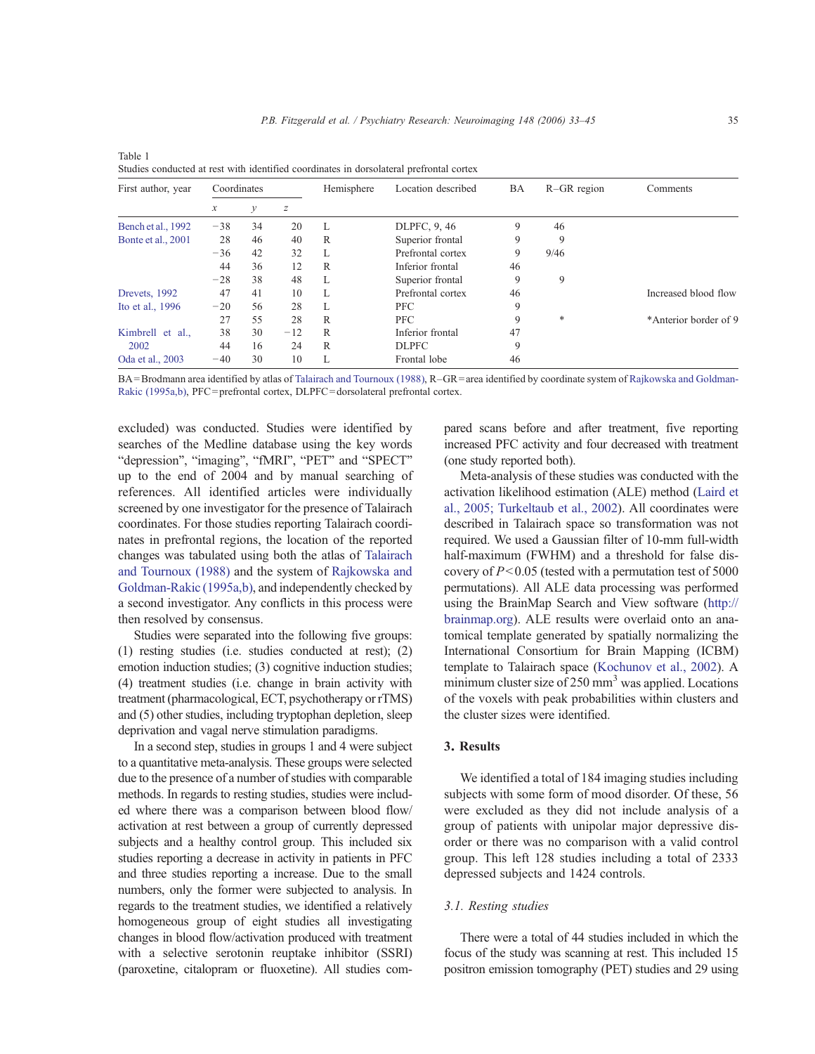Table 1
Studies conducted at rest with identified coordinates in dorsolateral prefrontal cortex

| First author, year | Coordinates | | | Hemisphere | Location described | BA | R–GR region | Comments |
|---|---|---|---|---|---|---|---|---|
| | x | y | z | | | | | |
| Bench et al., 1992 | −38 | 34 | 20 | L | DLPFC, 9, 46 | 9 | 46 | |
| Bonte et al., 2001 | 28 | 46 | 40 | R | Superior frontal | 9 | 9 | |
| | −36 | 42 | 32 | L | Prefrontal cortex | 9 | 9/46 | |
| | 44 | 36 | 12 | R | Inferior frontal | 46 | | |
| | −28 | 38 | 48 | L | Superior frontal | 9 | 9 | |
| Drevets, 1992 | 47 | 41 | 10 | L | Prefrontal cortex | 46 | | Increased blood flow |
| Ito et al., 1996 | −20 | 56 | 28 | L | PFC | 9 | | |
| | 27 | 55 | 28 | R | PFC | 9 | * | *Anterior border of 9 |
| Kimbrell et al., 2002 | 38 | 30 | −12 | R | Inferior frontal | 47 | | |
| | 44 | 16 | 24 | R | DLPFC | 9 | | |
| Oda et al., 2003 | −40 | 30 | 10 | L | Frontal lobe | 46 | | |

BA = Brodmann area identified by atlas of Talairach and Tournoux (1988), R–GR = area identified by coordinate system of Rajkowska and Goldman-Rakic (1995a,b), PFC = prefrontal cortex, DLPFC = dorsolateral prefrontal cortex.

excluded) was conducted. Studies were identified by searches of the Medline database using the key words "depression", "imaging", "fMRI", "PET" and "SPECT" up to the end of 2004 and by manual searching of references. All identified articles were individually screened by one investigator for the presence of Talairach coordinates. For those studies reporting Talairach coordinates in prefrontal regions, the location of the reported changes was tabulated using both the atlas of Talairach and Tournoux (1988) and the system of Rajkowska and Goldman-Rakic (1995a,b), and independently checked by a second investigator. Any conflicts in this process were then resolved by consensus.

Studies were separated into the following five groups: (1) resting studies (i.e. studies conducted at rest); (2) emotion induction studies; (3) cognitive induction studies; (4) treatment studies (i.e. change in brain activity with treatment (pharmacological, ECT, psychotherapy or rTMS) and (5) other studies, including tryptophan depletion, sleep deprivation and vagal nerve stimulation paradigms.

In a second step, studies in groups 1 and 4 were subject to a quantitative meta-analysis. These groups were selected due to the presence of a number of studies with comparable methods. In regards to resting studies, studies were included where there was a comparison between blood flow/activation at rest between a group of currently depressed subjects and a healthy control group. This included six studies reporting a decrease in activity in patients in PFC and three studies reporting a increase. Due to the small numbers, only the former were subjected to analysis. In regards to the treatment studies, we identified a relatively homogeneous group of eight studies all investigating changes in blood flow/activation produced with treatment with a selective serotonin reuptake inhibitor (SSRI) (paroxetine, citalopram or fluoxetine). All studies compared scans before and after treatment, five reporting increased PFC activity and four decreased with treatment (one study reported both).

Meta-analysis of these studies was conducted with the activation likelihood estimation (ALE) method (Laird et al., 2005; Turkeltaub et al., 2002). All coordinates were described in Talairach space so transformation was not required. We used a Gaussian filter of 10-mm full-width half-maximum (FWHM) and a threshold for false discovery of $P < 0.05$ (tested with a permutation test of 5000 permutations). All ALE data processing was performed using the BrainMap Search and View software (http://brainmap.org). ALE results were overlaid onto an anatomical template generated by spatially normalizing the International Consortium for Brain Mapping (ICBM) template to Talairach space (Kochunov et al., 2002). A minimum cluster size of 250 $mm^3$ was applied. Locations of the voxels with peak probabilities within clusters and the cluster sizes were identified.

## 3. Results

We identified a total of 184 imaging studies including subjects with some form of mood disorder. Of these, 56 were excluded as they did not include analysis of a group of patients with unipolar major depressive disorder or there was no comparison with a valid control group. This left 128 studies including a total of 2333 depressed subjects and 1424 controls.

### 3.1. Resting studies

There were a total of 44 studies included in which the focus of the study was scanning at rest. This included 15 positron emission tomography (PET) studies and 29 using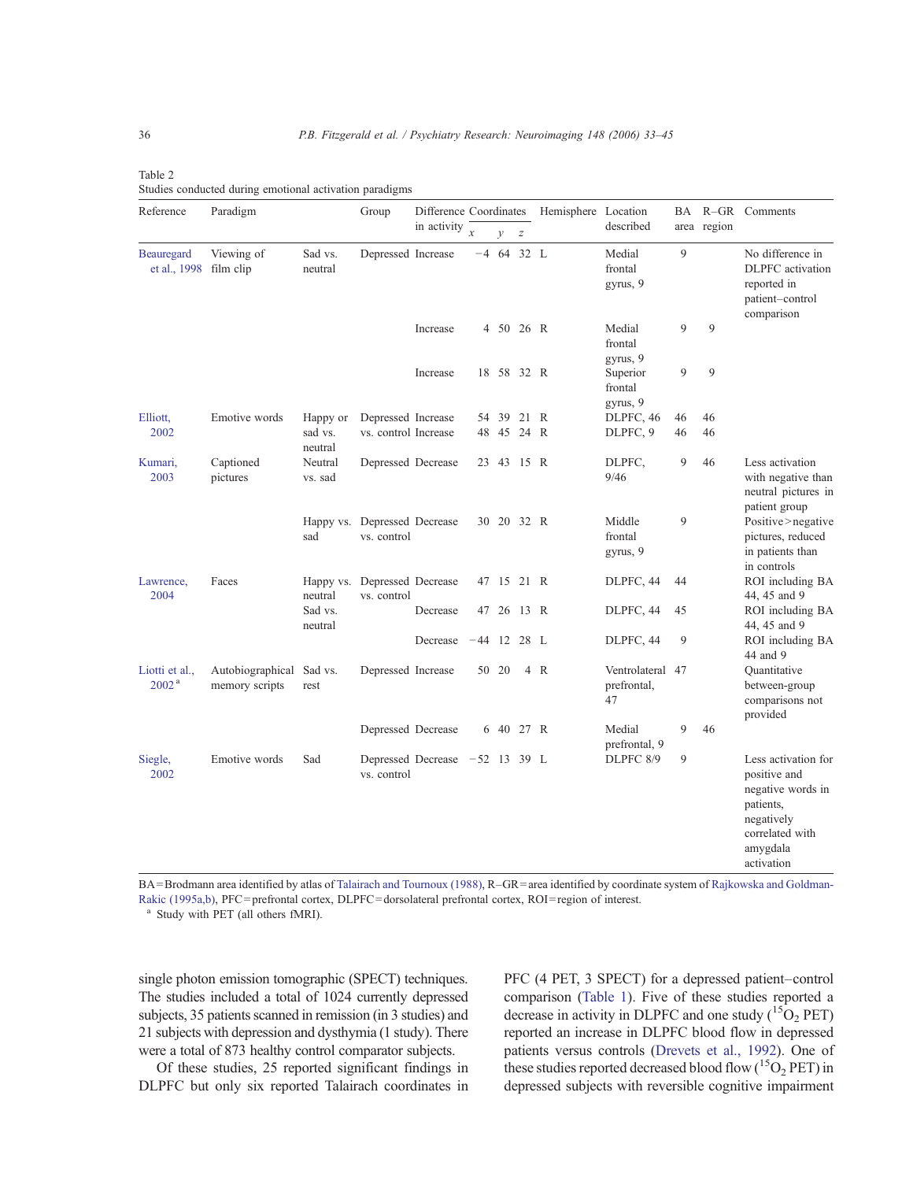Table 2
Studies conducted during emotional activation paradigms

| Reference | Paradigm | | Group | Difference in activity | Coordinates x | y | z | Hemisphere | Location described | BA area | R–GR region | Comments |
|---|---|---|---|---|---|---|---|---|---|---|---|---|
| Beauregard et al., 1998 | Viewing of film clip | Sad vs. neutral | Depressed | Increase | −4 | 64 | 32 | L | Medial frontal gyrus, 9 | 9 | | No difference in DLPFC activation reported in patient–control comparison |
| | | | | Increase | 4 | 50 | 26 | R | Medial frontal gyrus, 9 | 9 | 9 | |
| | | | | Increase | 18 | 58 | 32 | R | Superior frontal gyrus, 9 | 9 | 9 | |
| Elliott, 2002 | Emotive words | Happy or sad vs. neutral | Depressed vs. control | Increase | 54 | 39 | 21 | R | DLPFC, 46 | 46 | 46 | |
| | | | | Increase | 48 | 45 | 24 | R | DLPFC, 9 | 46 | 46 | |
| Kumari, 2003 | Captioned pictures | Neutral vs. sad | Depressed | Decrease | 23 | 43 | 15 | R | DLPFC, 9/46 | 9 | 46 | Less activation with negative than neutral pictures in patient group |
| | | Happy vs. sad | Depressed vs. control | Decrease | 30 | 20 | 32 | R | Middle frontal gyrus, 9 | 9 | | Positive > negative pictures, reduced in patients than in controls |
| Lawrence, 2004 | Faces | Happy vs. neutral | Depressed vs. control | Decrease | 47 | 15 | 21 | R | DLPFC, 44 | 44 | | ROI including BA 44, 45 and 9 |
| | | Sad vs. neutral | | Decrease | 47 | 26 | 13 | R | DLPFC, 44 | 45 | | ROI including BA 44, 45 and 9 |
| | | | | Decrease | −44 | 12 | 28 | L | DLPFC, 44 | 9 | | ROI including BA 44 and 9 |
| Liotti et al., 2002 [a] | Autobiographical memory scripts | Sad vs. rest | Depressed | Increase | 50 | 20 | 4 | R | Ventrolateral prefrontal, 47 | 47 | | Quantitative between-group comparisons not provided |
| | | | Depressed | Decrease | 6 | 40 | 27 | R | Medial prefrontal, 9 | 9 | 46 | |
| Siegle, 2002 | Emotive words | Sad | Depressed vs. control | Decrease | −52 | 13 | 39 | L | DLPFC 8/9 | 9 | | Less activation for positive and negative words in patients, negatively correlated with amygdala activation |

BA = Brodmann area identified by atlas of Talairach and Tournoux (1988), R–GR = area identified by coordinate system of Rajkowska and Goldman-Rakic (1995a,b), PFC = prefrontal cortex, DLPFC = dorsolateral prefrontal cortex, ROI = region of interest.
[a] Study with PET (all others fMRI).

single photon emission tomographic (SPECT) techniques. The studies included a total of 1024 currently depressed subjects, 35 patients scanned in remission (in 3 studies) and 21 subjects with depression and dysthymia (1 study). There were a total of 873 healthy control comparator subjects.

Of these studies, 25 reported significant findings in DLPFC but only six reported Talairach coordinates in PFC (4 PET, 3 SPECT) for a depressed patient–control comparison (Table 1). Five of these studies reported a decrease in activity in DLPFC and one study ($^{15}O_2$ PET) reported an increase in DLPFC blood flow in depressed patients versus controls (Drevets et al., 1992). One of these studies reported decreased blood flow ($^{15}O_2$ PET) in depressed subjects with reversible cognitive impairment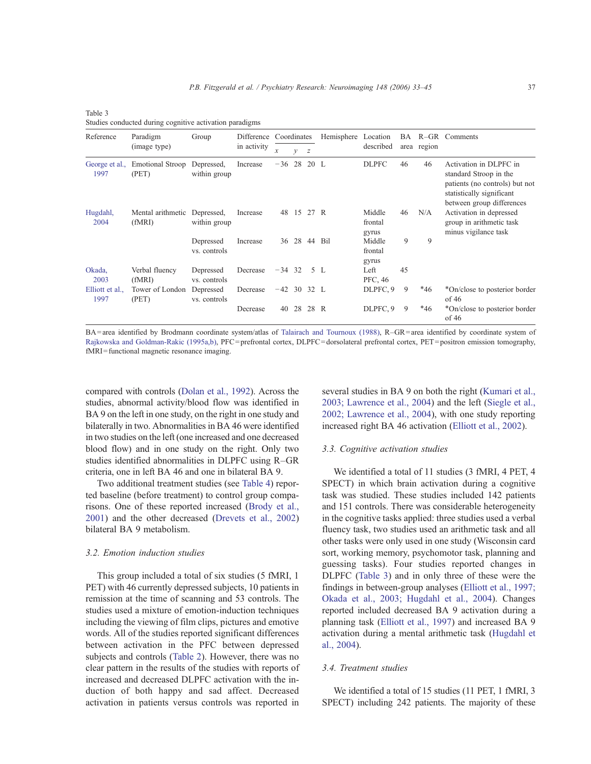Table 3
Studies conducted during cognitive activation paradigms

| Reference | Paradigm (image type) | Group | Difference in activity | Coordinates | | | Hemisphere | Location described | BA area | R–GR region | Comments |
|---|---|---|---|---|---|---|---|---|---|---|---|
| | | | | x | y | z | | | | | |
| George et al., 1997 | Emotional Stroop (PET) | Depressed, within group | Increase | −36 | 28 | 20 | L | DLPFC | 46 | 46 | Activation in DLPFC in standard Stroop in the patients (no controls) but not statistically significant between group differences |
| Hugdahl, 2004 | Mental arithmetic (fMRI) | Depressed, within group | Increase | 48 | 15 | 27 | R | Middle frontal gyrus | 46 | N/A | Activation in depressed group in arithmetic task minus vigilance task |
| | | Depressed vs. controls | Increase | 36 | 28 | 44 | Bil | Middle frontal gyrus | 9 | 9 | |
| Okada, 2003 | Verbal fluency (fMRI) | Depressed vs. controls | Decrease | −34 | 32 | 5 | L | Left PFC, 46 | 45 | | |
| Elliott et al., 1997 | Tower of London (PET) | Depressed vs. controls | Decrease | −42 | 30 | 32 | L | DLPFC, 9 | 9 | *46 | *On/close to posterior border of 46 |
| | | | Decrease | 40 | 28 | 28 | R | DLPFC, 9 | 9 | *46 | *On/close to posterior border of 46 |

BA = area identified by Brodmann coordinate system/atlas of Talairach and Tournoux (1988), R–GR = area identified by coordinate system of Rajkowska and Goldman-Rakic (1995a,b), PFC = prefrontal cortex, DLPFC = dorsolateral prefrontal cortex, PET = positron emission tomography, fMRI = functional magnetic resonance imaging.

compared with controls (Dolan et al., 1992). Across the studies, abnormal activity/blood flow was identified in BA 9 on the left in one study, on the right in one study and bilaterally in two. Abnormalities in BA 46 were identified in two studies on the left (one increased and one decreased blood flow) and in one study on the right. Only two studies identified abnormalities in DLPFC using R–GR criteria, one in left BA 46 and one in bilateral BA 9.

Two additional treatment studies (see Table 4) reported baseline (before treatment) to control group comparisons. One of these reported increased (Brody et al., 2001) and the other decreased (Drevets et al., 2002) bilateral BA 9 metabolism.

### 3.2. Emotion induction studies

This group included a total of six studies (5 fMRI, 1 PET) with 46 currently depressed subjects, 10 patients in remission at the time of scanning and 53 controls. The studies used a mixture of emotion-induction techniques including the viewing of film clips, pictures and emotive words. All of the studies reported significant differences between activation in the PFC between depressed subjects and controls (Table 2). However, there was no clear pattern in the results of the studies with reports of increased and decreased DLPFC activation with the induction of both happy and sad affect. Decreased activation in patients versus controls was reported in several studies in BA 9 on both the right (Kumari et al., 2003; Lawrence et al., 2004) and the left (Siegle et al., 2002; Lawrence et al., 2004), with one study reporting increased right BA 46 activation (Elliott et al., 2002).

### 3.3. Cognitive activation studies

We identified a total of 11 studies (3 fMRI, 4 PET, 4 SPECT) in which brain activation during a cognitive task was studied. These studies included 142 patients and 151 controls. There was considerable heterogeneity in the cognitive tasks applied: three studies used a verbal fluency task, two studies used an arithmetic task and all other tasks were only used in one study (Wisconsin card sort, working memory, psychomotor task, planning and guessing tasks). Four studies reported changes in DLPFC (Table 3) and in only three of these were the findings in between-group analyses (Elliott et al., 1997; Okada et al., 2003; Hugdahl et al., 2004). Changes reported included decreased BA 9 activation during a planning task (Elliott et al., 1997) and increased BA 9 activation during a mental arithmetic task (Hugdahl et al., 2004).

### 3.4. Treatment studies

We identified a total of 15 studies (11 PET, 1 fMRI, 3 SPECT) including 242 patients. The majority of these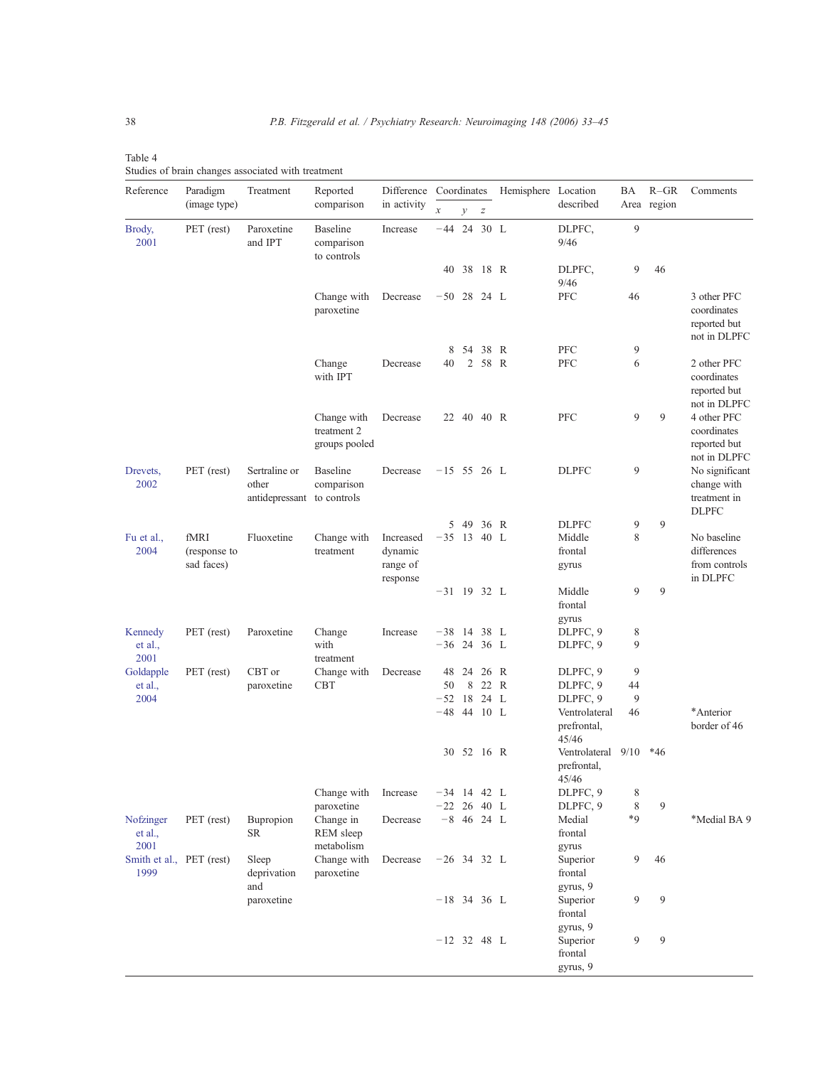Table 4
Studies of brain changes associated with treatment

| Reference | Paradigm (image type) | Treatment | Reported comparison | Difference in activity | Coordinates | | | Hemisphere | Location described | BA Area | R–GR region | Comments |
|---|---|---|---|---|---|---|---|---|---|---|---|---|
| | | | | | *x* | *y* | *z* | | | | | |
| Brody, 2001 | PET (rest) | Paroxetine and IPT | Baseline comparison to controls | Increase | −44 | 24 | 30 | L | DLPFC, 9/46 | 9 | | |
| | | | | | 40 | 38 | 18 | R | DLPFC, 9/46 | 9 | 46 | |
| | | | Change with paroxetine | Decrease | −50 | 28 | 24 | L | PFC | 46 | | 3 other PFC coordinates reported but not in DLPFC |
| | | | | | 8 | 54 | 38 | R | PFC | 9 | | |
| | | | Change with IPT | Decrease | 40 | 2 | 58 | R | PFC | 6 | | 2 other PFC coordinates reported but not in DLPFC |
| | | | Change with treatment 2 groups pooled | Decrease | 22 | 40 | 40 | R | PFC | 9 | 9 | 4 other PFC coordinates reported but not in DLPFC |
| Drevets, 2002 | PET (rest) | Sertraline or other antidepressant | Baseline comparison to controls | Decrease | −15 | 55 | 26 | L | DLPFC | 9 | | No significant change with treatment in DLPFC |
| | | | | | 5 | 49 | 36 | R | DLPFC | 9 | 9 | |
| Fu et al., 2004 | fMRI (response to sad faces) | Fluoxetine | Change with treatment | Increased dynamic range of response | −35 | 13 | 40 | L | Middle frontal gyrus | 8 | | No baseline differences from controls in DLPFC |
| | | | | | −31 | 19 | 32 | L | Middle frontal gyrus | 9 | 9 | |
| Kennedy et al., 2001 | PET (rest) | Paroxetine | Change with treatment | Increase | −38 | 14 | 38 | L | DLPFC, 9 | 8 | | |
| | | | | | −36 | 24 | 36 | L | DLPFC, 9 | 9 | | |
| Goldapple et al., 2004 | PET (rest) | CBT or paroxetine | Change with CBT | Decrease | 48 | 24 | 26 | R | DLPFC, 9 | 9 | | |
| | | | | | 50 | 8 | 22 | R | DLPFC, 9 | 44 | | |
| | | | | | −52 | 18 | 24 | L | DLPFC, 9 | 9 | | |
| | | | | | −48 | 44 | 10 | L | Ventrolateral prefrontal, 45/46 | 46 | | *Anterior border of 46 |
| | | | | | 30 | 52 | 16 | R | Ventrolateral prefrontal, 45/46 | 9/10 | *46 | |
| | | | Change with paroxetine | Increase | −34 | 14 | 42 | L | DLPFC, 9 | 8 | | |
| | | | | | −22 | 26 | 40 | L | DLPFC, 9 | 8 | 9 | |
| Nofzinger et al., 2001 | PET (rest) | Bupropion SR | Change in REM sleep metabolism | Decrease | −8 | 46 | 24 | L | Medial frontal gyrus | *9 | | *Medial BA 9 |
| Smith et al., 1999 | PET (rest) | Sleep deprivation and paroxetine | Change with paroxetine | Decrease | −26 | 34 | 32 | L | Superior frontal gyrus, 9 | 9 | 46 | |
| | | | | | −18 | 34 | 36 | L | Superior frontal gyrus, 9 | 9 | 9 | |
| | | | | | −12 | 32 | 48 | L | Superior frontal gyrus, 9 | 9 | 9 | |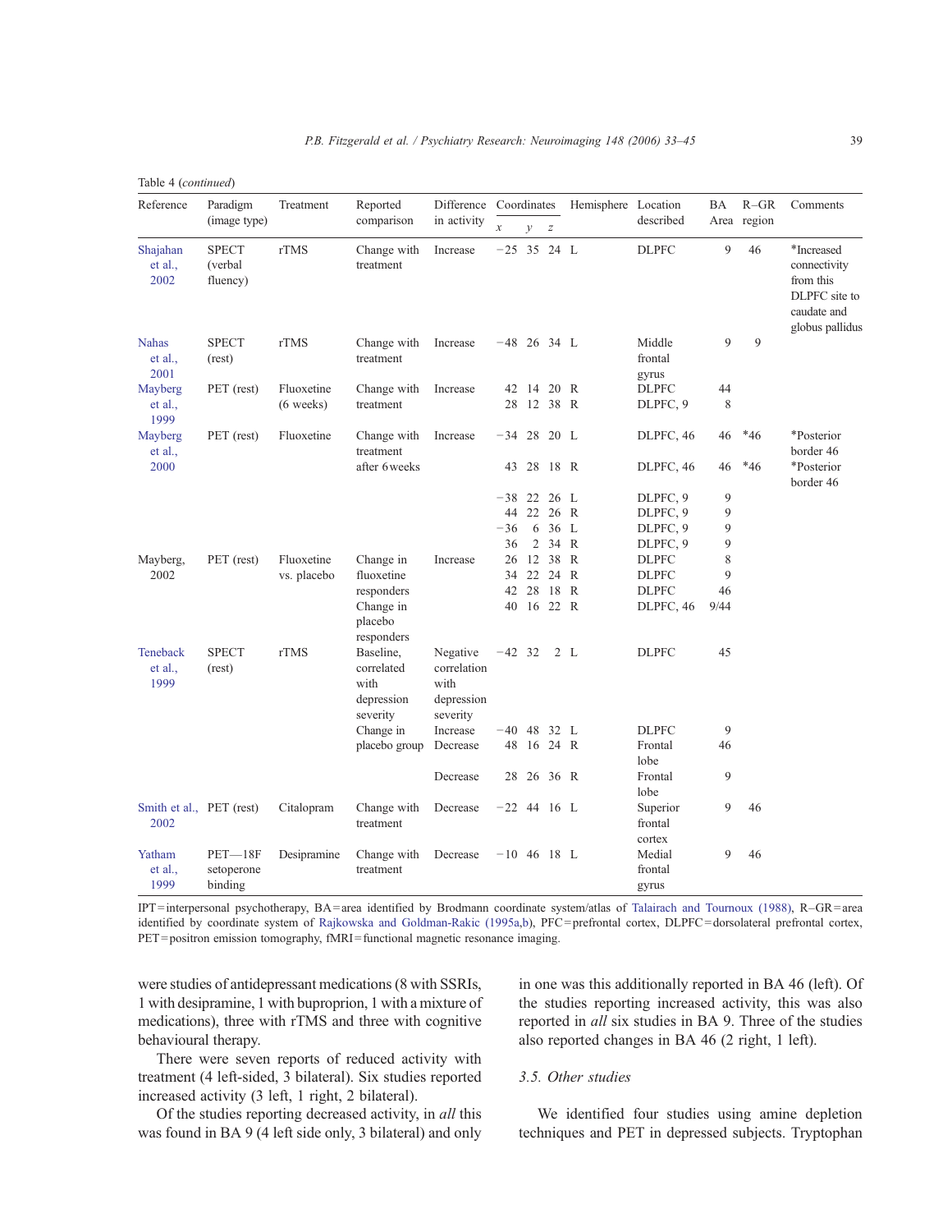Table 4 (*continued*)

| Reference | Paradigm (image type) | Treatment | Reported comparison | Difference in activity | Coordinates | | | Hemisphere | Location described | BA Area | R–GR region | Comments |
|---|---|---|---|---|---|---|---|---|---|---|---|---|
| | | | | | *x* | *y* | *z* | | | | | |
| Shajahan et al., 2002 | SPECT (verbal fluency) | rTMS | Change with treatment | Increase | −25 | 35 | 24 | L | DLPFC | 9 | 46 | *Increased connectivity from this DLPFC site to caudate and globus pallidus |
| Nahas et al., 2001 | SPECT (rest) | rTMS | Change with treatment | Increase | −48 | 26 | 34 | L | Middle frontal gyrus | 9 | 9 | |
| Mayberg et al., 1999 | PET (rest) | Fluoxetine (6 weeks) | Change with treatment | Increase | 42 | 14 | 20 | R | DLPFC | 44 | | |
| | | | | | 28 | 12 | 38 | R | DLPFC, 9 | 8 | | |
| Mayberg et al., 2000 | PET (rest) | Fluoxetine | Change with treatment after 6 weeks | Increase | −34 | 28 | 20 | L | DLPFC, 46 | 46 | *46 | *Posterior border 46 |
| | | | | | 43 | 28 | 18 | R | DLPFC, 46 | 46 | *46 | *Posterior border 46 |
| | | | | | −38 | 22 | 26 | L | DLPFC, 9 | 9 | | |
| | | | | | 44 | 22 | 26 | R | DLPFC, 9 | 9 | | |
| | | | | | −36 | 6 | 36 | L | DLPFC, 9 | 9 | | |
| | | | | | 36 | 2 | 34 | R | DLPFC, 9 | 9 | | |
| Mayberg, 2002 | PET (rest) | Fluoxetine vs. placebo | Change in fluoxetine responders | Increase | 26 | 12 | 38 | R | DLPFC | 8 | | |
| | | | | | 34 | 22 | 24 | R | DLPFC | 9 | | |
| | | | | | 42 | 28 | 18 | R | DLPFC | 46 | | |
| | | | Change in placebo responders | | 40 | 16 | 22 | R | DLPFC, 46 | 9/44 | | |
| Teneback et al., 1999 | SPECT (rest) | rTMS | Baseline, correlated with depression severity | Negative correlation with depression severity | −42 | 32 | 2 | L | DLPFC | 45 | | |
| | | | Change in placebo group | Increase | −40 | 48 | 32 | L | DLPFC | 9 | | |
| | | | | Decrease | 48 | 16 | 24 | R | Frontal lobe | 46 | | |
| | | | | Decrease | 28 | 26 | 36 | R | Frontal lobe | 9 | | |
| Smith et al., 2002 | PET (rest) | Citalopram | Change with treatment | Decrease | −22 | 44 | 16 | L | Superior frontal cortex | 9 | 46 | |
| Yatham et al., 1999 | PET—18F setoperone binding | Desipramine | Change with treatment | Decrease | −10 | 46 | 18 | L | Medial frontal gyrus | 9 | 46 | |

IPT = interpersonal psychotherapy, BA = area identified by Brodmann coordinate system/atlas of Talairach and Tournoux (1988), R–GR = area identified by coordinate system of Rajkowska and Goldman-Rakic (1995a,b), PFC = prefrontal cortex, DLPFC = dorsolateral prefrontal cortex, PET = positron emission tomography, fMRI = functional magnetic resonance imaging.

were studies of antidepressant medications (8 with SSRIs, 1 with desipramine, 1 with buproprion, 1 with a mixture of medications), three with rTMS and three with cognitive behavioural therapy.

There were seven reports of reduced activity with treatment (4 left-sided, 3 bilateral). Six studies reported increased activity (3 left, 1 right, 2 bilateral).

Of the studies reporting decreased activity, in *all* this was found in BA 9 (4 left side only, 3 bilateral) and only in one was this additionally reported in BA 46 (left). Of the studies reporting increased activity, this was also reported in *all* six studies in BA 9. Three of the studies also reported changes in BA 46 (2 right, 1 left).

### 3.5. Other studies

We identified four studies using amine depletion techniques and PET in depressed subjects. Tryptophan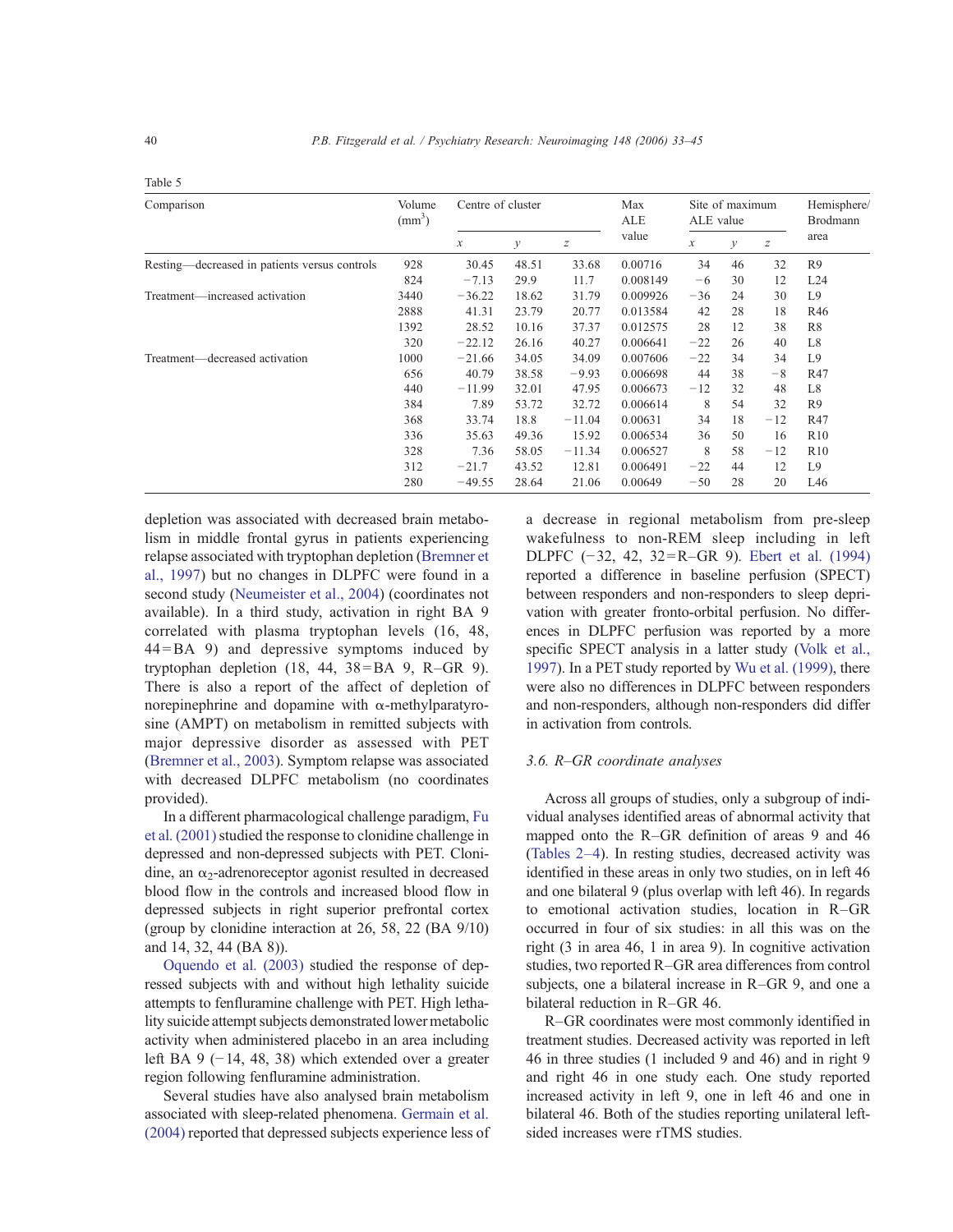Table 5

| Comparison | Volume (mm$^3$) | Centre of cluster | | | Max ALE value | Site of maximum ALE value | | | Hemisphere/ Brodmann area |
|---|---|---|---|---|---|---|---|---|---|
| | | *x* | *y* | *z* | | *x* | *y* | *z* | |
| Resting—decreased in patients versus controls | 928 | 30.45 | 48.51 | 33.68 | 0.00716 | 34 | 46 | 32 | R9 |
| | 824 | −7.13 | 29.9 | 11.7 | 0.008149 | −6 | 30 | 12 | L24 |
| Treatment—increased activation | 3440 | −36.22 | 18.62 | 31.79 | 0.009926 | −36 | 24 | 30 | L9 |
| | 2888 | 41.31 | 23.79 | 20.77 | 0.013584 | 42 | 28 | 18 | R46 |
| | 1392 | 28.52 | 10.16 | 37.37 | 0.012575 | 28 | 12 | 38 | R8 |
| | 320 | −22.12 | 26.16 | 40.27 | 0.006641 | −22 | 26 | 40 | L8 |
| Treatment—decreased activation | 1000 | −21.66 | 34.05 | 34.09 | 0.007606 | −22 | 34 | 34 | L9 |
| | 656 | 40.79 | 38.58 | −9.93 | 0.006698 | 44 | 38 | −8 | R47 |
| | 440 | −11.99 | 32.01 | 47.95 | 0.006673 | −12 | 32 | 48 | L8 |
| | 384 | 7.89 | 53.72 | 32.72 | 0.006614 | 8 | 54 | 32 | R9 |
| | 368 | 33.74 | 18.8 | −11.04 | 0.00631 | 34 | 18 | −12 | R47 |
| | 336 | 35.63 | 49.36 | 15.92 | 0.006534 | 36 | 50 | 16 | R10 |
| | 328 | 7.36 | 58.05 | −11.34 | 0.006527 | 8 | 58 | −12 | R10 |
| | 312 | −21.7 | 43.52 | 12.81 | 0.006491 | −22 | 44 | 12 | L9 |
| | 280 | −49.55 | 28.64 | 21.06 | 0.00649 | −50 | 28 | 20 | L46 |

depletion was associated with decreased brain metabolism in middle frontal gyrus in patients experiencing relapse associated with tryptophan depletion (Bremner et al., 1997) but no changes in DLPFC were found in a second study (Neumeister et al., 2004) (coordinates not available). In a third study, activation in right BA 9 correlated with plasma tryptophan levels (16, 48, 44 = BA 9) and depressive symptoms induced by tryptophan depletion (18, 44, 38 = BA 9, R–GR 9). There is also a report of the affect of depletion of norepinephrine and dopamine with α-methylparatyrosine (AMPT) on metabolism in remitted subjects with major depressive disorder as assessed with PET (Bremner et al., 2003). Symptom relapse was associated with decreased DLPFC metabolism (no coordinates provided).

In a different pharmacological challenge paradigm, Fu et al. (2001) studied the response to clonidine challenge in depressed and non-depressed subjects with PET. Clonidine, an $\alpha_2$-adrenoreceptor agonist resulted in decreased blood flow in the controls and increased blood flow in depressed subjects in right superior prefrontal cortex (group by clonidine interaction at 26, 58, 22 (BA 9/10) and 14, 32, 44 (BA 8)).

Oquendo et al. (2003) studied the response of depressed subjects with and without high lethality suicide attempts to fenfluramine challenge with PET. High lethality suicide attempt subjects demonstrated lower metabolic activity when administered placebo in an area including left BA 9 (−14, 48, 38) which extended over a greater region following fenfluramine administration.

Several studies have also analysed brain metabolism associated with sleep-related phenomena. Germain et al. (2004) reported that depressed subjects experience less of a decrease in regional metabolism from pre-sleep wakefulness to non-REM sleep including in left DLPFC (−32, 42, 32 = R–GR 9). Ebert et al. (1994) reported a difference in baseline perfusion (SPECT) between responders and non-responders to sleep deprivation with greater fronto-orbital perfusion. No differences in DLPFC perfusion was reported by a more specific SPECT analysis in a latter study (Volk et al., 1997). In a PET study reported by Wu et al. (1999), there were also no differences in DLPFC between responders and non-responders, although non-responders did differ in activation from controls.

### 3.6. R–GR coordinate analyses

Across all groups of studies, only a subgroup of individual analyses identified areas of abnormal activity that mapped onto the R–GR definition of areas 9 and 46 (Tables 2–4). In resting studies, decreased activity was identified in these areas in only two studies, on in left 46 and one bilateral 9 (plus overlap with left 46). In regards to emotional activation studies, location in R–GR occurred in four of six studies: in all this was on the right (3 in area 46, 1 in area 9). In cognitive activation studies, two reported R–GR area differences from control subjects, one a bilateral increase in R–GR 9, and one a bilateral reduction in R–GR 46.

R–GR coordinates were most commonly identified in treatment studies. Decreased activity was reported in left 46 in three studies (1 included 9 and 46) and in right 9 and right 46 in one study each. One study reported increased activity in left 9, one in left 46 and one in bilateral 46. Both of the studies reporting unilateral left-sided increases were rTMS studies.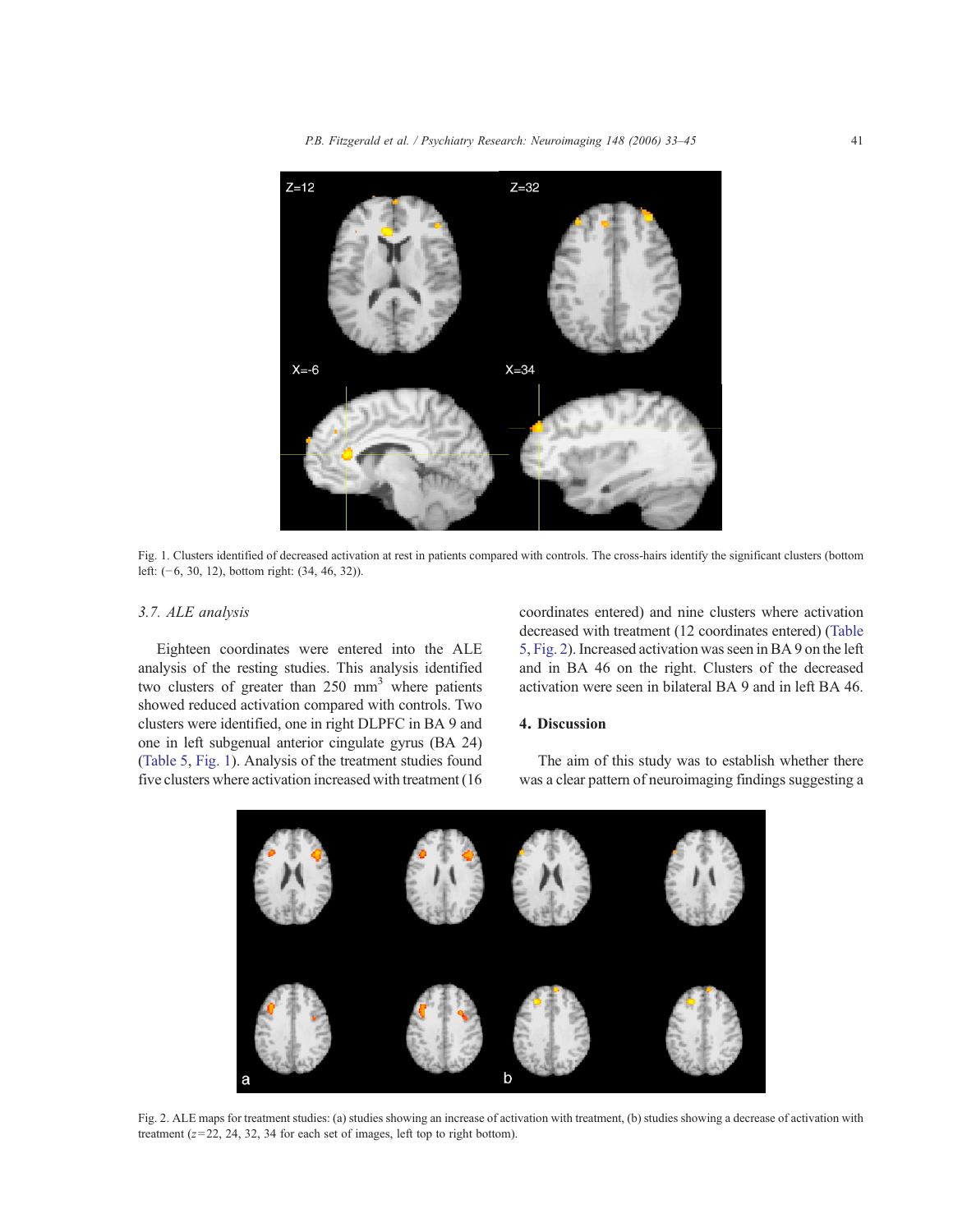Fig. 1. Clusters identified of decreased activation at rest in patients compared with controls. The cross-hairs identify the significant clusters (bottom left: (−6, 30, 12), bottom right: (34, 46, 32)).

### 3.7. ALE analysis

Eighteen coordinates were entered into the ALE analysis of the resting studies. This analysis identified two clusters of greater than 250 mm$^3$ where patients showed reduced activation compared with controls. Two clusters were identified, one in right DLPFC in BA 9 and one in left subgenual anterior cingulate gyrus (BA 24) (Table 5, Fig. 1). Analysis of the treatment studies found five clusters where activation increased with treatment (16 coordinates entered) and nine clusters where activation decreased with treatment (12 coordinates entered) (Table 5, Fig. 2). Increased activation was seen in BA 9 on the left and in BA 46 on the right. Clusters of the decreased activation were seen in bilateral BA 9 and in left BA 46.

## 4. Discussion

The aim of this study was to establish whether there was a clear pattern of neuroimaging findings suggesting a

Fig. 2. ALE maps for treatment studies: (a) studies showing an increase of activation with treatment, (b) studies showing a decrease of activation with treatment ($z$=22, 24, 32, 34 for each set of images, left top to right bottom).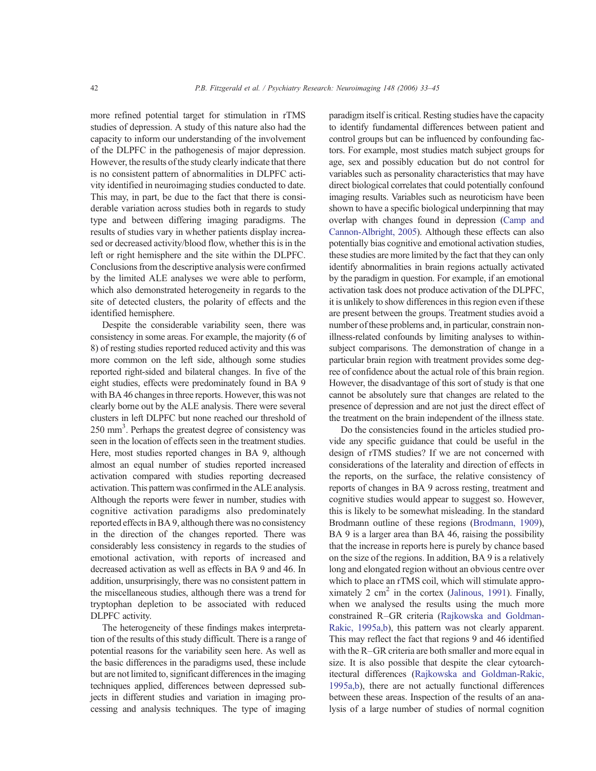more refined potential target for stimulation in rTMS studies of depression. A study of this nature also had the capacity to inform our understanding of the involvement of the DLPFC in the pathogenesis of major depression. However, the results of the study clearly indicate that there is no consistent pattern of abnormalities in DLPFC activity identified in neuroimaging studies conducted to date. This may, in part, be due to the fact that there is considerable variation across studies both in regards to study type and between differing imaging paradigms. The results of studies vary in whether patients display increased or decreased activity/blood flow, whether this is in the left or right hemisphere and the site within the DLPFC. Conclusions from the descriptive analysis were confirmed by the limited ALE analyses we were able to perform, which also demonstrated heterogeneity in regards to the site of detected clusters, the polarity of effects and the identified hemisphere.

Despite the considerable variability seen, there was consistency in some areas. For example, the majority (6 of 8) of resting studies reported reduced activity and this was more common on the left side, although some studies reported right-sided and bilateral changes. In five of the eight studies, effects were predominately found in BA 9 with BA 46 changes in three reports. However, this was not clearly borne out by the ALE analysis. There were several clusters in left DLPFC but none reached our threshold of 250 mm$^3$. Perhaps the greatest degree of consistency was seen in the location of effects seen in the treatment studies. Here, most studies reported changes in BA 9, although almost an equal number of studies reported increased activation compared with studies reporting decreased activation. This pattern was confirmed in the ALE analysis. Although the reports were fewer in number, studies with cognitive activation paradigms also predominately reported effects in BA 9, although there was no consistency in the direction of the changes reported. There was considerably less consistency in regards to the studies of emotional activation, with reports of increased and decreased activation as well as effects in BA 9 and 46. In addition, unsurprisingly, there was no consistent pattern in the miscellaneous studies, although there was a trend for tryptophan depletion to be associated with reduced DLPFC activity.

The heterogeneity of these findings makes interpretation of the results of this study difficult. There is a range of potential reasons for the variability seen here. As well as the basic differences in the paradigms used, these include but are not limited to, significant differences in the imaging techniques applied, differences between depressed subjects in different studies and variation in imaging processing and analysis techniques. The type of imaging paradigm itself is critical. Resting studies have the capacity to identify fundamental differences between patient and control groups but can be influenced by confounding factors. For example, most studies match subject groups for age, sex and possibly education but do not control for variables such as personality characteristics that may have direct biological correlates that could potentially confound imaging results. Variables such as neuroticism have been shown to have a specific biological underpinning that may overlap with changes found in depression (Camp and Cannon-Albright, 2005). Although these effects can also potentially bias cognitive and emotional activation studies, these studies are more limited by the fact that they can only identify abnormalities in brain regions actually activated by the paradigm in question. For example, if an emotional activation task does not produce activation of the DLPFC, it is unlikely to show differences in this region even if these are present between the groups. Treatment studies avoid a number of these problems and, in particular, constrain non-illness-related confounds by limiting analyses to within-subject comparisons. The demonstration of change in a particular brain region with treatment provides some degree of confidence about the actual role of this brain region. However, the disadvantage of this sort of study is that one cannot be absolutely sure that changes are related to the presence of depression and are not just the direct effect of the treatment on the brain independent of the illness state.

Do the consistencies found in the articles studied provide any specific guidance that could be useful in the design of rTMS studies? If we are not concerned with considerations of the laterality and direction of effects in the reports, on the surface, the relative consistency of reports of changes in BA 9 across resting, treatment and cognitive studies would appear to suggest so. However, this is likely to be somewhat misleading. In the standard Brodmann outline of these regions (Brodmann, 1909), BA 9 is a larger area than BA 46, raising the possibility that the increase in reports here is purely by chance based on the size of the regions. In addition, BA 9 is a relatively long and elongated region without an obvious centre over which to place an rTMS coil, which will stimulate approximately 2 cm$^2$ in the cortex (Jalinous, 1991). Finally, when we analysed the results using the much more constrained R–GR criteria (Rajkowska and Goldman-Rakic, 1995a,b), this pattern was not clearly apparent. This may reflect the fact that regions 9 and 46 identified with the R–GR criteria are both smaller and more equal in size. It is also possible that despite the clear cytoarchitectural differences (Rajkowska and Goldman-Rakic, 1995a,b), there are not actually functional differences between these areas. Inspection of the results of an analysis of a large number of studies of normal cognition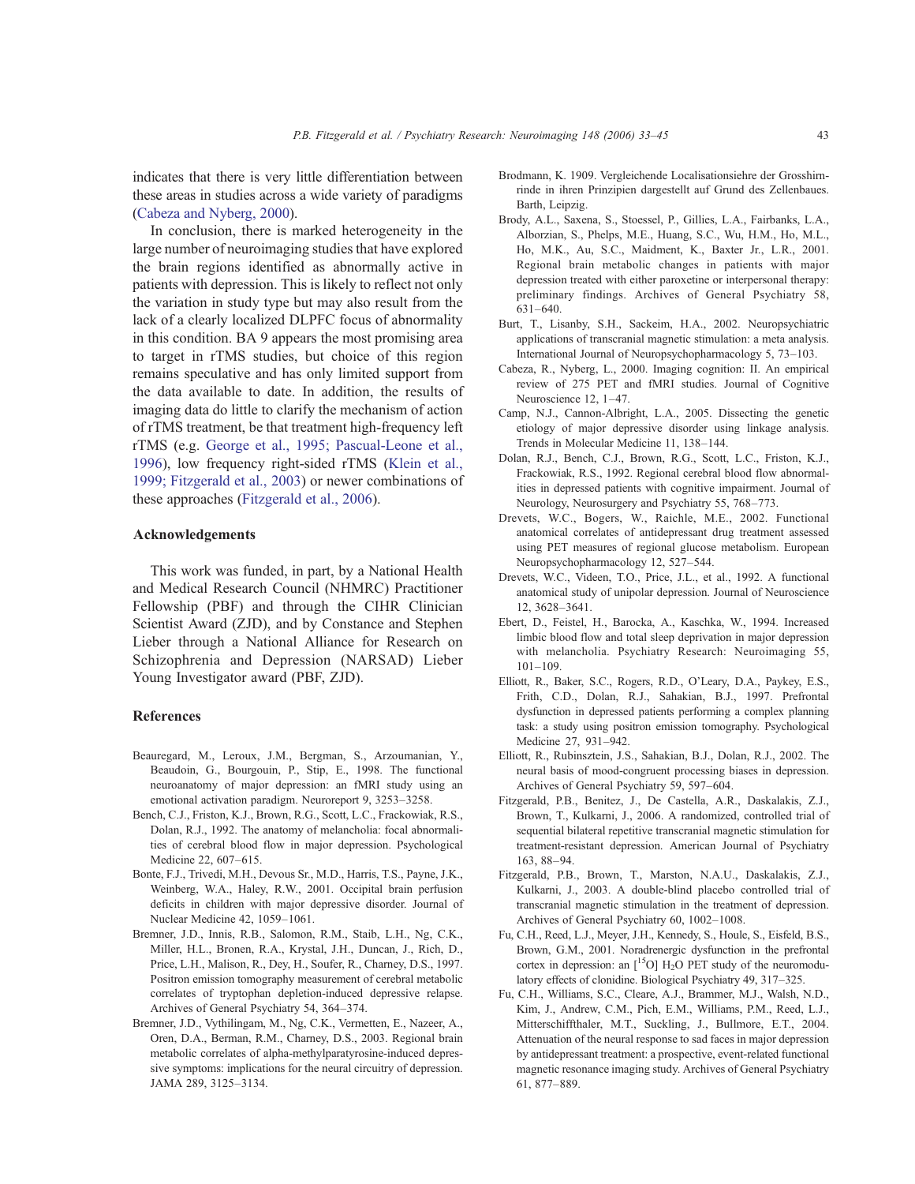indicates that there is very little differentiation between these areas in studies across a wide variety of paradigms (Cabeza and Nyberg, 2000).

In conclusion, there is marked heterogeneity in the large number of neuroimaging studies that have explored the brain regions identified as abnormally active in patients with depression. This is likely to reflect not only the variation in study type but may also result from the lack of a clearly localized DLPFC focus of abnormality in this condition. BA 9 appears the most promising area to target in rTMS studies, but choice of this region remains speculative and has only limited support from the data available to date. In addition, the results of imaging data do little to clarify the mechanism of action of rTMS treatment, be that treatment high-frequency left rTMS (e.g. George et al., 1995; Pascual-Leone et al., 1996), low frequency right-sided rTMS (Klein et al., 1999; Fitzgerald et al., 2003) or newer combinations of these approaches (Fitzgerald et al., 2006).

## Acknowledgements

This work was funded, in part, by a National Health and Medical Research Council (NHMRC) Practitioner Fellowship (PBF) and through the CIHR Clinician Scientist Award (ZJD), and by Constance and Stephen Lieber through a National Alliance for Research on Schizophrenia and Depression (NARSAD) Lieber Young Investigator award (PBF, ZJD).

## References

Beauregard, M., Leroux, J.M., Bergman, S., Arzoumanian, Y., Beaudoin, G., Bourgouin, P., Stip, E., 1998. The functional neuroanatomy of major depression: an fMRI study using an emotional activation paradigm. Neuroreport 9, 3253–3258.

Bench, C.J., Friston, K.J., Brown, R.G., Scott, L.C., Frackowiak, R.S., Dolan, R.J., 1992. The anatomy of melancholia: focal abnormalities of cerebral blood flow in major depression. Psychological Medicine 22, 607–615.

Bonte, F.J., Trivedi, M.H., Devous Sr., M.D., Harris, T.S., Payne, J.K., Weinberg, W.A., Haley, R.W., 2001. Occipital brain perfusion deficits in children with major depressive disorder. Journal of Nuclear Medicine 42, 1059–1061.

Bremner, J.D., Innis, R.B., Salomon, R.M., Staib, L.H., Ng, C.K., Miller, H.L., Bronen, R.A., Krystal, J.H., Duncan, J., Rich, D., Price, L.H., Malison, R., Dey, H., Soufer, R., Charney, D.S., 1997. Positron emission tomography measurement of cerebral metabolic correlates of tryptophan depletion-induced depressive relapse. Archives of General Psychiatry 54, 364–374.

Bremner, J.D., Vythilingam, M., Ng, C.K., Vermetten, E., Nazeer, A., Oren, D.A., Berman, R.M., Charney, D.S., 2003. Regional brain metabolic correlates of alpha-methylparatyrosine-induced depressive symptoms: implications for the neural circuitry of depression. JAMA 289, 3125–3134.

Brodmann, K. 1909. Vergleichende Localisationsiehre der Grosshirnrinde in ihren Prinzipien dargestellt auf Grund des Zellenbaues. Barth, Leipzig.

Brody, A.L., Saxena, S., Stoessel, P., Gillies, L.A., Fairbanks, L.A., Alborzian, S., Phelps, M.E., Huang, S.C., Wu, H.M., Ho, M.L., Ho, M.K., Au, S.C., Maidment, K., Baxter Jr., L.R., 2001. Regional brain metabolic changes in patients with major depression treated with either paroxetine or interpersonal therapy: preliminary findings. Archives of General Psychiatry 58, 631–640.

Burt, T., Lisanby, S.H., Sackeim, H.A., 2002. Neuropsychiatric applications of transcranial magnetic stimulation: a meta analysis. International Journal of Neuropsychopharmacology 5, 73–103.

Cabeza, R., Nyberg, L., 2000. Imaging cognition: II. An empirical review of 275 PET and fMRI studies. Journal of Cognitive Neuroscience 12, 1–47.

Camp, N.J., Cannon-Albright, L.A., 2005. Dissecting the genetic etiology of major depressive disorder using linkage analysis. Trends in Molecular Medicine 11, 138–144.

Dolan, R.J., Bench, C.J., Brown, R.G., Scott, L.C., Friston, K.J., Frackowiak, R.S., 1992. Regional cerebral blood flow abnormalities in depressed patients with cognitive impairment. Journal of Neurology, Neurosurgery and Psychiatry 55, 768–773.

Drevets, W.C., Bogers, W., Raichle, M.E., 2002. Functional anatomical correlates of antidepressant drug treatment assessed using PET measures of regional glucose metabolism. European Neuropsychopharmacology 12, 527–544.

Drevets, W.C., Videen, T.O., Price, J.L., et al., 1992. A functional anatomical study of unipolar depression. Journal of Neuroscience 12, 3628–3641.

Ebert, D., Feistel, H., Barocka, A., Kaschka, W., 1994. Increased limbic blood flow and total sleep deprivation in major depression with melancholia. Psychiatry Research: Neuroimaging 55, 101–109.

Elliott, R., Baker, S.C., Rogers, R.D., O'Leary, D.A., Paykey, E.S., Frith, C.D., Dolan, R.J., Sahakian, B.J., 1997. Prefrontal dysfunction in depressed patients performing a complex planning task: a study using positron emission tomography. Psychological Medicine 27, 931–942.

Elliott, R., Rubinsztein, J.S., Sahakian, B.J., Dolan, R.J., 2002. The neural basis of mood-congruent processing biases in depression. Archives of General Psychiatry 59, 597–604.

Fitzgerald, P.B., Benitez, J., De Castella, A.R., Daskalakis, Z.J., Brown, T., Kulkarni, J., 2006. A randomized, controlled trial of sequential bilateral repetitive transcranial magnetic stimulation for treatment-resistant depression. American Journal of Psychiatry 163, 88–94.

Fitzgerald, P.B., Brown, T., Marston, N.A.U., Daskalakis, Z.J., Kulkarni, J., 2003. A double-blind placebo controlled trial of transcranial magnetic stimulation in the treatment of depression. Archives of General Psychiatry 60, 1002–1008.

Fu, C.H., Reed, L.J., Meyer, J.H., Kennedy, S., Houle, S., Eisfeld, B.S., Brown, G.M., 2001. Noradrenergic dysfunction in the prefrontal cortex in depression: an [$^{15}$O] $H_2O$ PET study of the neuromodulatory effects of clonidine. Biological Psychiatry 49, 317–325.

Fu, C.H., Williams, S.C., Cleare, A.J., Brammer, M.J., Walsh, N.D., Kim, J., Andrew, C.M., Pich, E.M., Williams, P.M., Reed, L.J., Mitterschiffthaler, M.T., Suckling, J., Bullmore, E.T., 2004. Attenuation of the neural response to sad faces in major depression by antidepressant treatment: a prospective, event-related functional magnetic resonance imaging study. Archives of General Psychiatry 61, 877–889.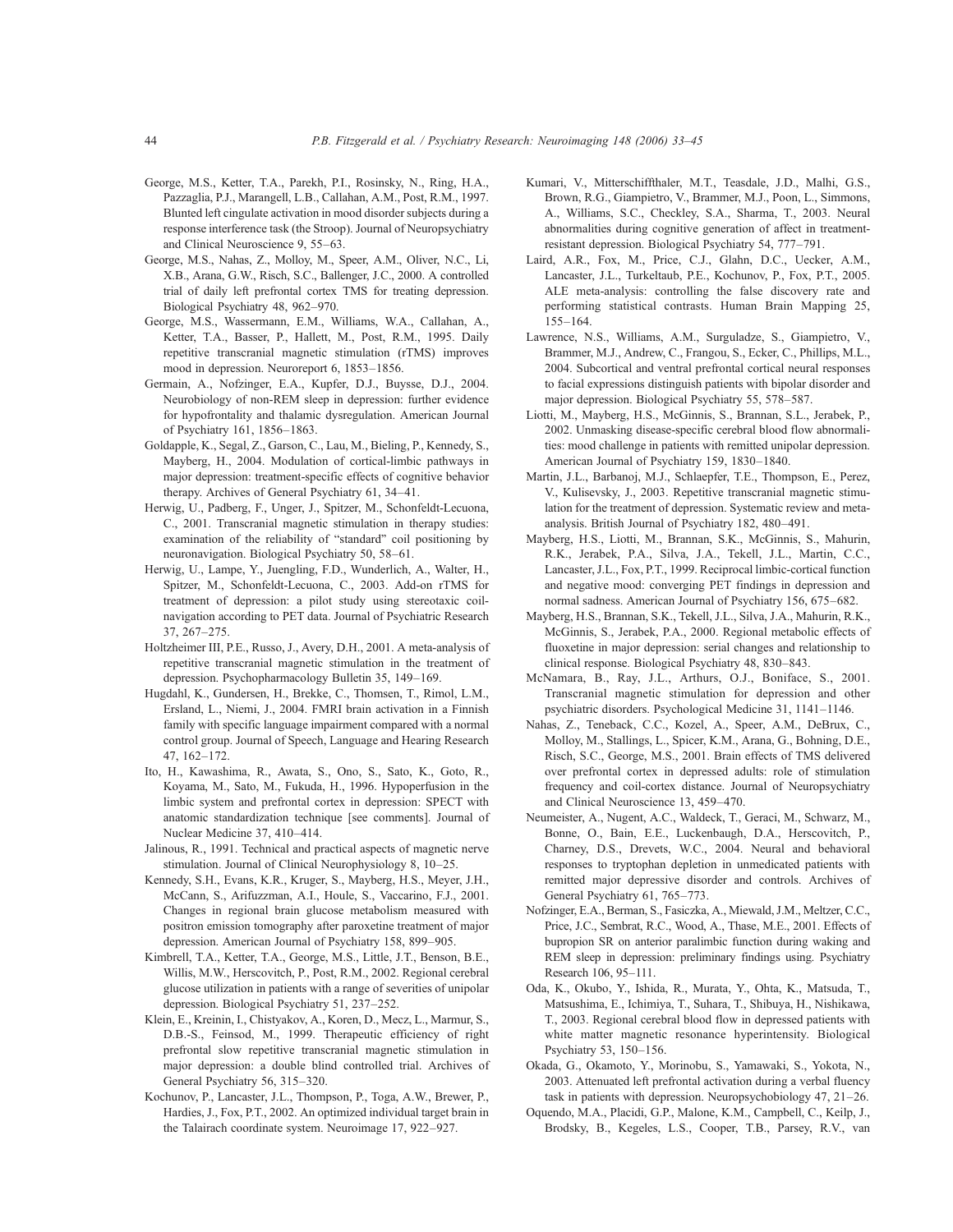George, M.S., Ketter, T.A., Parekh, P.I., Rosinsky, N., Ring, H.A., Pazzaglia, P.J., Marangell, L.B., Callahan, A.M., Post, R.M., 1997. Blunted left cingulate activation in mood disorder subjects during a response interference task (the Stroop). Journal of Neuropsychiatry and Clinical Neuroscience 9, 55–63.

George, M.S., Nahas, Z., Molloy, M., Speer, A.M., Oliver, N.C., Li, X.B., Arana, G.W., Risch, S.C., Ballenger, J.C., 2000. A controlled trial of daily left prefrontal cortex TMS for treating depression. Biological Psychiatry 48, 962–970.

George, M.S., Wassermann, E.M., Williams, W.A., Callahan, A., Ketter, T.A., Basser, P., Hallett, M., Post, R.M., 1995. Daily repetitive transcranial magnetic stimulation (rTMS) improves mood in depression. Neuroreport 6, 1853–1856.

Germain, A., Nofzinger, E.A., Kupfer, D.J., Buysse, D.J., 2004. Neurobiology of non-REM sleep in depression: further evidence for hypofrontality and thalamic dysregulation. American Journal of Psychiatry 161, 1856–1863.

Goldapple, K., Segal, Z., Garson, C., Lau, M., Bieling, P., Kennedy, S., Mayberg, H., 2004. Modulation of cortical-limbic pathways in major depression: treatment-specific effects of cognitive behavior therapy. Archives of General Psychiatry 61, 34–41.

Herwig, U., Padberg, F., Unger, J., Spitzer, M., Schonfeldt-Lecuona, C., 2001. Transcranial magnetic stimulation in therapy studies: examination of the reliability of "standard" coil positioning by neuronavigation. Biological Psychiatry 50, 58–61.

Herwig, U., Lampe, Y., Juengling, F.D., Wunderlich, A., Walter, H., Spitzer, M., Schonfeldt-Lecuona, C., 2003. Add-on rTMS for treatment of depression: a pilot study using stereotaxic coil-navigation according to PET data. Journal of Psychiatric Research 37, 267–275.

Holtzheimer III, P.E., Russo, J., Avery, D.H., 2001. A meta-analysis of repetitive transcranial magnetic stimulation in the treatment of depression. Psychopharmacology Bulletin 35, 149–169.

Hugdahl, K., Gundersen, H., Brekke, C., Thomsen, T., Rimol, L.M., Ersland, L., Niemi, J., 2004. FMRI brain activation in a Finnish family with specific language impairment compared with a normal control group. Journal of Speech, Language and Hearing Research 47, 162–172.

Ito, H., Kawashima, R., Awata, S., Ono, S., Sato, K., Goto, R., Koyama, M., Sato, M., Fukuda, H., 1996. Hypoperfusion in the limbic system and prefrontal cortex in depression: SPECT with anatomic standardization technique [see comments]. Journal of Nuclear Medicine 37, 410–414.

Jalinous, R., 1991. Technical and practical aspects of magnetic nerve stimulation. Journal of Clinical Neurophysiology 8, 10–25.

Kennedy, S.H., Evans, K.R., Kruger, S., Mayberg, H.S., Meyer, J.H., McCann, S., Arifuzzman, A.I., Houle, S., Vaccarino, F.J., 2001. Changes in regional brain glucose metabolism measured with positron emission tomography after paroxetine treatment of major depression. American Journal of Psychiatry 158, 899–905.

Kimbrell, T.A., Ketter, T.A., George, M.S., Little, J.T., Benson, B.E., Willis, M.W., Herscovitch, P., Post, R.M., 2002. Regional cerebral glucose utilization in patients with a range of severities of unipolar depression. Biological Psychiatry 51, 237–252.

Klein, E., Kreinin, I., Chistyakov, A., Koren, D., Mecz, L., Marmur, S., D.B.-S., Feinsod, M., 1999. Therapeutic efficiency of right prefrontal slow repetitive transcranial magnetic stimulation in major depression: a double blind controlled trial. Archives of General Psychiatry 56, 315–320.

Kochunov, P., Lancaster, J.L., Thompson, P., Toga, A.W., Brewer, P., Hardies, J., Fox, P.T., 2002. An optimized individual target brain in the Talairach coordinate system. Neuroimage 17, 922–927.

Kumari, V., Mitterschiffthaler, M.T., Teasdale, J.D., Malhi, G.S., Brown, R.G., Giampietro, V., Brammer, M.J., Poon, L., Simmons, A., Williams, S.C., Checkley, S.A., Sharma, T., 2003. Neural abnormalities during cognitive generation of affect in treatment-resistant depression. Biological Psychiatry 54, 777–791.

Laird, A.R., Fox, M., Price, C.J., Glahn, D.C., Uecker, A.M., Lancaster, J.L., Turkeltaub, P.E., Kochunov, P., Fox, P.T., 2005. ALE meta-analysis: controlling the false discovery rate and performing statistical contrasts. Human Brain Mapping 25, 155–164.

Lawrence, N.S., Williams, A.M., Surguladze, S., Giampietro, V., Brammer, M.J., Andrew, C., Frangou, S., Ecker, C., Phillips, M.L., 2004. Subcortical and ventral prefrontal cortical neural responses to facial expressions distinguish patients with bipolar disorder and major depression. Biological Psychiatry 55, 578–587.

Liotti, M., Mayberg, H.S., McGinnis, S., Brannan, S.L., Jerabek, P., 2002. Unmasking disease-specific cerebral blood flow abnormalities: mood challenge in patients with remitted unipolar depression. American Journal of Psychiatry 159, 1830–1840.

Martin, J.L., Barbanoj, M.J., Schlaepfer, T.E., Thompson, E., Perez, V., Kulisevsky, J., 2003. Repetitive transcranial magnetic stimulation for the treatment of depression. Systematic review and meta-analysis. British Journal of Psychiatry 182, 480–491.

Mayberg, H.S., Liotti, M., Brannan, S.K., McGinnis, S., Mahurin, R.K., Jerabek, P.A., Silva, J.A., Tekell, J.L., Martin, C.C., Lancaster, J.L., Fox, P.T., 1999. Reciprocal limbic-cortical function and negative mood: converging PET findings in depression and normal sadness. American Journal of Psychiatry 156, 675–682.

Mayberg, H.S., Brannan, S.K., Tekell, J.L., Silva, J.A., Mahurin, R.K., McGinnis, S., Jerabek, P.A., 2000. Regional metabolic effects of fluoxetine in major depression: serial changes and relationship to clinical response. Biological Psychiatry 48, 830–843.

McNamara, B., Ray, J.L., Arthurs, O.J., Boniface, S., 2001. Transcranial magnetic stimulation for depression and other psychiatric disorders. Psychological Medicine 31, 1141–1146.

Nahas, Z., Teneback, C.C., Kozel, A., Speer, A.M., DeBrux, C., Molloy, M., Stallings, L., Spicer, K.M., Arana, G., Bohning, D.E., Risch, S.C., George, M.S., 2001. Brain effects of TMS delivered over prefrontal cortex in depressed adults: role of stimulation frequency and coil-cortex distance. Journal of Neuropsychiatry and Clinical Neuroscience 13, 459–470.

Neumeister, A., Nugent, A.C., Waldeck, T., Geraci, M., Schwarz, M., Bonne, O., Bain, E.E., Luckenbaugh, D.A., Herscovitch, P., Charney, D.S., Drevets, W.C., 2004. Neural and behavioral responses to tryptophan depletion in unmedicated patients with remitted major depressive disorder and controls. Archives of General Psychiatry 61, 765–773.

Nofzinger, E.A., Berman, S., Fasiczka, A., Miewald, J.M., Meltzer, C.C., Price, J.C., Sembrat, R.C., Wood, A., Thase, M.E., 2001. Effects of bupropion SR on anterior paralimbic function during waking and REM sleep in depression: preliminary findings using. Psychiatry Research 106, 95–111.

Oda, K., Okubo, Y., Ishida, R., Murata, Y., Ohta, K., Matsuda, T., Matsushima, E., Ichimiya, T., Suhara, T., Shibuya, H., Nishikawa, T., 2003. Regional cerebral blood flow in depressed patients with white matter magnetic resonance hyperintensity. Biological Psychiatry 53, 150–156.

Okada, G., Okamoto, Y., Morinobu, S., Yamawaki, S., Yokota, N., 2003. Attenuated left prefrontal activation during a verbal fluency task in patients with depression. Neuropsychobiology 47, 21–26.

Oquendo, M.A., Placidi, G.P., Malone, K.M., Campbell, C., Keilp, J., Brodsky, B., Kegeles, L.S., Cooper, T.B., Parsey, R.V., van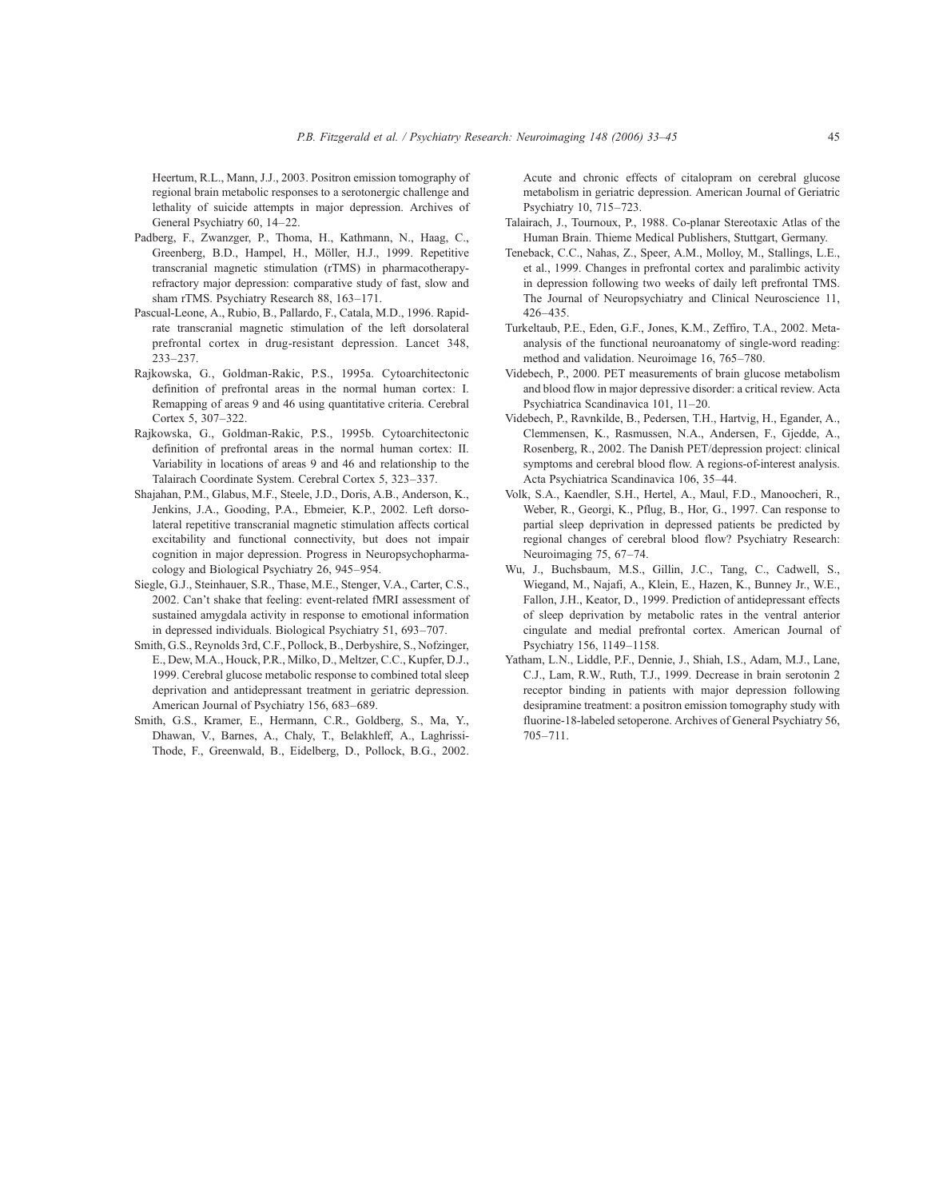Heertum, R.L., Mann, J.J., 2003. Positron emission tomography of regional brain metabolic responses to a serotonergic challenge and lethality of suicide attempts in major depression. Archives of General Psychiatry 60, 14–22.

Padberg, F., Zwanzger, P., Thoma, H., Kathmann, N., Haag, C., Greenberg, B.D., Hampel, H., Möller, H.J., 1999. Repetitive transcranial magnetic stimulation (rTMS) in pharmacotherapy-refractory major depression: comparative study of fast, slow and sham rTMS. Psychiatry Research 88, 163–171.

Pascual-Leone, A., Rubio, B., Pallardo, F., Catala, M.D., 1996. Rapid-rate transcranial magnetic stimulation of the left dorsolateral prefrontal cortex in drug-resistant depression. Lancet 348, 233–237.

Rajkowska, G., Goldman-Rakic, P.S., 1995a. Cytoarchitectonic definition of prefrontal areas in the normal human cortex: I. Remapping of areas 9 and 46 using quantitative criteria. Cerebral Cortex 5, 307–322.

Rajkowska, G., Goldman-Rakic, P.S., 1995b. Cytoarchitectonic definition of prefrontal areas in the normal human cortex: II. Variability in locations of areas 9 and 46 and relationship to the Talairach Coordinate System. Cerebral Cortex 5, 323–337.

Shajahan, P.M., Glabus, M.F., Steele, J.D., Doris, A.B., Anderson, K., Jenkins, J.A., Gooding, P.A., Ebmeier, K.P., 2002. Left dorso-lateral repetitive transcranial magnetic stimulation affects cortical excitability and functional connectivity, but does not impair cognition in major depression. Progress in Neuropsychopharmacology and Biological Psychiatry 26, 945–954.

Siegle, G.J., Steinhauer, S.R., Thase, M.E., Stenger, V.A., Carter, C.S., 2002. Can't shake that feeling: event-related fMRI assessment of sustained amygdala activity in response to emotional information in depressed individuals. Biological Psychiatry 51, 693–707.

Smith, G.S., Reynolds 3rd, C.F., Pollock, B., Derbyshire, S., Nofzinger, E., Dew, M.A., Houck, P.R., Milko, D., Meltzer, C.C., Kupfer, D.J., 1999. Cerebral glucose metabolic response to combined total sleep deprivation and antidepressant treatment in geriatric depression. American Journal of Psychiatry 156, 683–689.

Smith, G.S., Kramer, E., Hermann, C.R., Goldberg, S., Ma, Y., Dhawan, V., Barnes, A., Chaly, T., Belakhleff, A., Laghrissi-Thode, F., Greenwald, B., Eidelberg, D., Pollock, B.G., 2002. Acute and chronic effects of citalopram on cerebral glucose metabolism in geriatric depression. American Journal of Geriatric Psychiatry 10, 715–723.

Talairach, J., Tournoux, P., 1988. Co-planar Stereotaxic Atlas of the Human Brain. Thieme Medical Publishers, Stuttgart, Germany.

Teneback, C.C., Nahas, Z., Speer, A.M., Molloy, M., Stallings, L.E., et al., 1999. Changes in prefrontal cortex and paralimbic activity in depression following two weeks of daily left prefrontal TMS. The Journal of Neuropsychiatry and Clinical Neuroscience 11, 426–435.

Turkeltaub, P.E., Eden, G.F., Jones, K.M., Zeffiro, T.A., 2002. Meta-analysis of the functional neuroanatomy of single-word reading: method and validation. Neuroimage 16, 765–780.

Videbech, P., 2000. PET measurements of brain glucose metabolism and blood flow in major depressive disorder: a critical review. Acta Psychiatrica Scandinavica 101, 11–20.

Videbech, P., Ravnkilde, B., Pedersen, T.H., Hartvig, H., Egander, A., Clemmensen, K., Rasmussen, N.A., Andersen, F., Gjedde, A., Rosenberg, R., 2002. The Danish PET/depression project: clinical symptoms and cerebral blood flow. A regions-of-interest analysis. Acta Psychiatrica Scandinavica 106, 35–44.

Volk, S.A., Kaendler, S.H., Hertel, A., Maul, F.D., Manoocheri, R., Weber, R., Georgi, K., Pflug, B., Hor, G., 1997. Can response to partial sleep deprivation in depressed patients be predicted by regional changes of cerebral blood flow? Psychiatry Research: Neuroimaging 75, 67–74.

Wu, J., Buchsbaum, M.S., Gillin, J.C., Tang, C., Cadwell, S., Wiegand, M., Najafi, A., Klein, E., Hazen, K., Bunney Jr., W.E., Fallon, J.H., Keator, D., 1999. Prediction of antidepressant effects of sleep deprivation by metabolic rates in the ventral anterior cingulate and medial prefrontal cortex. American Journal of Psychiatry 156, 1149–1158.

Yatham, L.N., Liddle, P.F., Dennie, J., Shiah, I.S., Adam, M.J., Lane, C.J., Lam, R.W., Ruth, T.J., 1999. Decrease in brain serotonin 2 receptor binding in patients with major depression following desipramine treatment: a positron emission tomography study with fluorine-18-labeled setoperone. Archives of General Psychiatry 56, 705–711.